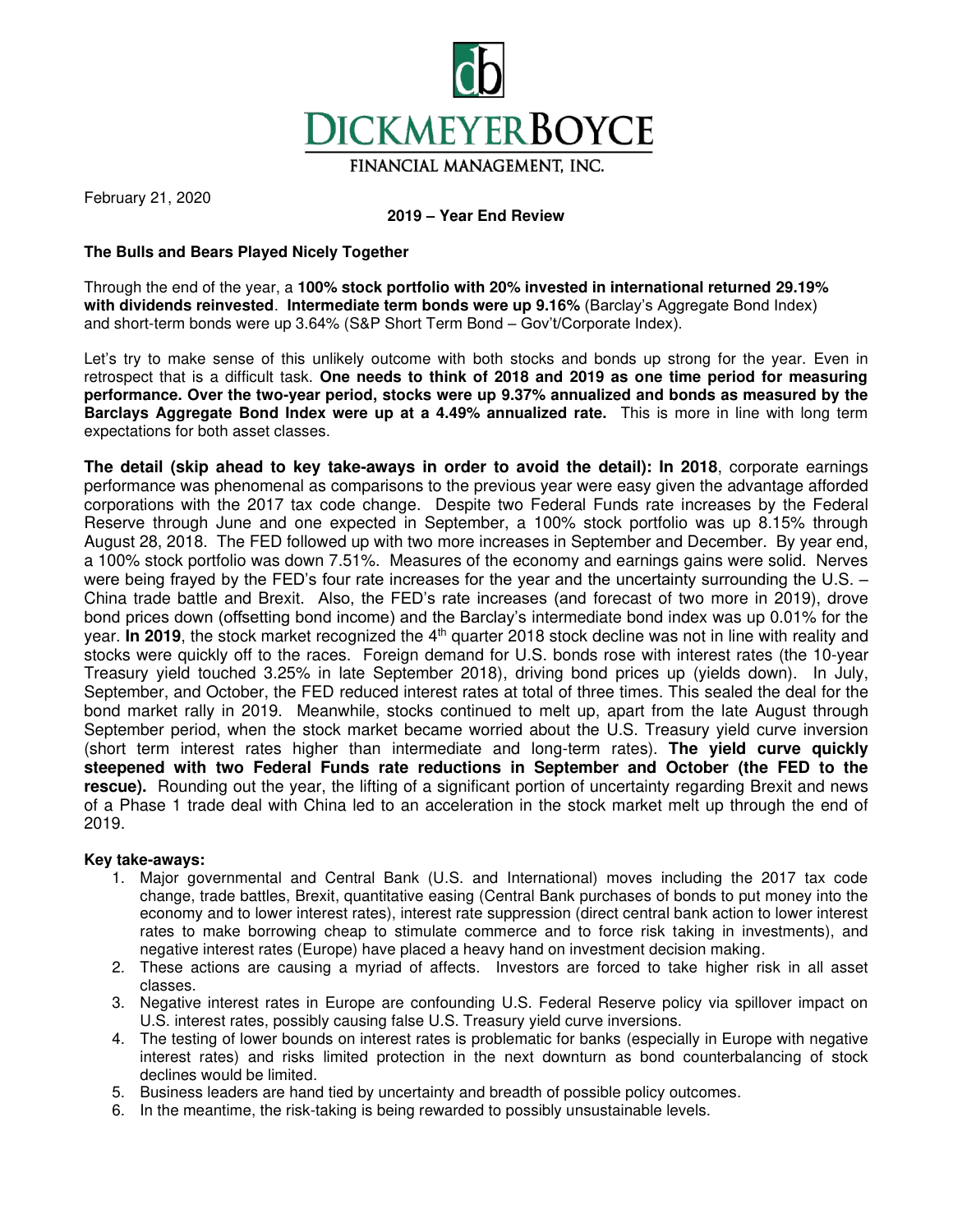# DICKMEYERBOYCE

FINANCIAL MANAGEMENT, INC.

February 21, 2020

**2019 – Year End Review**

**The Bulls and Bears Played Nicely Together**

Through the end of the year, a **100% stock portfolio with 20% invested in international returned 29.19% with dividends reinvested**. **Intermediate term bonds were up 9.16%** (Barclay's Aggregate Bond Index) and short-term bonds were up 3.64% (S&P Short Term Bond – Gov't/Corporate Index).

Let's try to make sense of this unlikely outcome with both stocks and bonds up strong for the year. Even in retrospect that is a difficult task. **One needs to think of 2018 and 2019 as one time period for measuring performance. Over the two-year period, stocks were up 9.37% annualized and bonds as measured by the Barclays Aggregate Bond Index were up at a 4.49% annualized rate.** This is more in line with long term expectations for both asset classes.

**The detail (skip ahead to key take-aways in order to avoid the detail): In 2018**, corporate earnings performance was phenomenal as comparisons to the previous year were easy given the advantage afforded corporations with the 2017 tax code change. Despite two Federal Funds rate increases by the Federal Reserve through June and one expected in September, a 100% stock portfolio was up 8.15% through August 28, 2018. The FED followed up with two more increases in September and December. By year end, a 100% stock portfolio was down 7.51%. Measures of the economy and earnings gains were solid. Nerves were being frayed by the FED's four rate increases for the year and the uncertainty surrounding the U.S. – China trade battle and Brexit. Also, the FED's rate increases (and forecast of two more in 2019), drove bond prices down (offsetting bond income) and the Barclay's intermediate bond index was up 0.01% for the year. **In 2019**, the stock market recognized the 4th quarter 2018 stock decline was not in line with reality and stocks were quickly off to the races. Foreign demand for U.S. bonds rose with interest rates (the 10-year Treasury yield touched 3.25% in late September 2018), driving bond prices up (yields down). In July, September, and October, the FED reduced interest rates at total of three times. This sealed the deal for the bond market rally in 2019. Meanwhile, stocks continued to melt up, apart from the late August through September period, when the stock market became worried about the U.S. Treasury yield curve inversion (short term interest rates higher than intermediate and long-term rates). **The yield curve quickly steepened with two Federal Funds rate reductions in September and October (the FED to the rescue).** Rounding out the year, the lifting of a significant portion of uncertainty regarding Brexit and news of a Phase 1 trade deal with China led to an acceleration in the stock market melt up through the end of 2019.

**Key take-aways:**

1. Major governmental and Central Bank (U.S. and International) moves including the 2017 tax code change, trade battles, Brexit, quantitative easing (Central Bank purchases of bonds to put money into the economy and to lower interest rates), interest rate suppression (direct central bank action to lower interest rates to make borrowing cheap to stimulate commerce and to force risk taking in investments), and negative interest rates (Europe) have placed a heavy hand on investment decision making.
2. These actions are causing a myriad of affects. Investors are forced to take higher risk in all asset classes.
3. Negative interest rates in Europe are confounding U.S. Federal Reserve policy via spillover impact on U.S. interest rates, possibly causing false U.S. Treasury yield curve inversions.
4. The testing of lower bounds on interest rates is problematic for banks (especially in Europe with negative interest rates) and risks limited protection in the next downturn as bond counterbalancing of stock declines would be limited.
5. Business leaders are hand tied by uncertainty and breadth of possible policy outcomes.
6. In the meantime, the risk-taking is being rewarded to possibly unsustainable levels.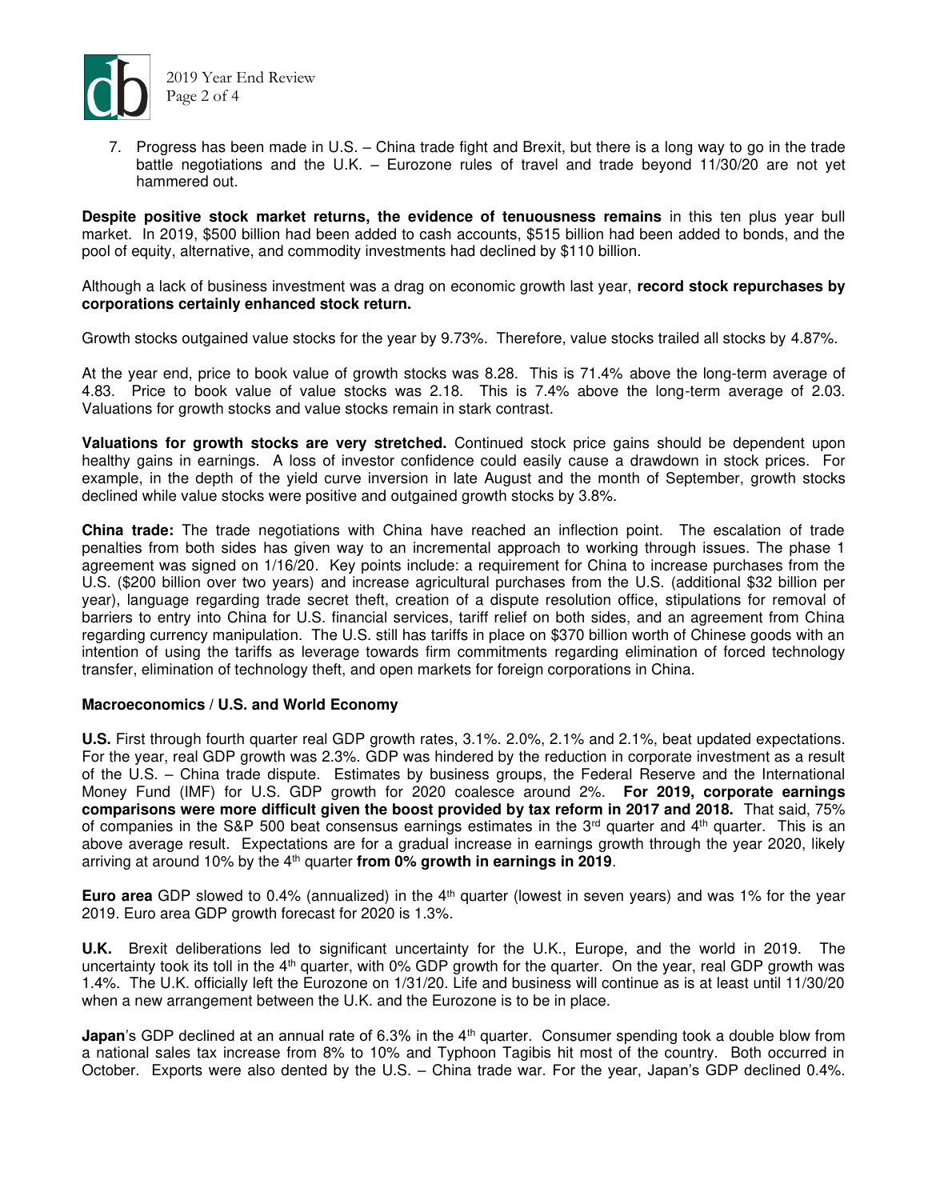7. Progress has been made in U.S. – China trade fight and Brexit, but there is a long way to go in the trade battle negotiations and the U.K. – Eurozone rules of travel and trade beyond 11/30/20 are not yet hammered out.

**Despite positive stock market returns, the evidence of tenuousness remains** in this ten plus year bull market. In 2019, $500 billion had been added to cash accounts, $515 billion had been added to bonds, and the pool of equity, alternative, and commodity investments had declined by $110 billion.

Although a lack of business investment was a drag on economic growth last year, **record stock repurchases by corporations certainly enhanced stock return.**

Growth stocks outgained value stocks for the year by 9.73%. Therefore, value stocks trailed all stocks by 4.87%.

At the year end, price to book value of growth stocks was 8.28. This is 71.4% above the long-term average of 4.83. Price to book value of value stocks was 2.18. This is 7.4% above the long-term average of 2.03. Valuations for growth stocks and value stocks remain in stark contrast.

**Valuations for growth stocks are very stretched.** Continued stock price gains should be dependent upon healthy gains in earnings. A loss of investor confidence could easily cause a drawdown in stock prices. For example, in the depth of the yield curve inversion in late August and the month of September, growth stocks declined while value stocks were positive and outgained growth stocks by 3.8%.

**China trade:** The trade negotiations with China have reached an inflection point. The escalation of trade penalties from both sides has given way to an incremental approach to working through issues. The phase 1 agreement was signed on 1/16/20. Key points include: a requirement for China to increase purchases from the U.S. ($200 billion over two years) and increase agricultural purchases from the U.S. (additional $32 billion per year), language regarding trade secret theft, creation of a dispute resolution office, stipulations for removal of barriers to entry into China for U.S. financial services, tariff relief on both sides, and an agreement from China regarding currency manipulation. The U.S. still has tariffs in place on $370 billion worth of Chinese goods with an intention of using the tariffs as leverage towards firm commitments regarding elimination of forced technology transfer, elimination of technology theft, and open markets for foreign corporations in China.

**Macroeconomics / U.S. and World Economy**

**U.S.** First through fourth quarter real GDP growth rates, 3.1%. 2.0%, 2.1% and 2.1%, beat updated expectations. For the year, real GDP growth was 2.3%. GDP was hindered by the reduction in corporate investment as a result of the U.S. – China trade dispute. Estimates by business groups, the Federal Reserve and the International Money Fund (IMF) for U.S. GDP growth for 2020 coalesce around 2%. **For 2019, corporate earnings comparisons were more difficult given the boost provided by tax reform in 2017 and 2018.** That said, 75% of companies in the S&P 500 beat consensus earnings estimates in the 3rd quarter and 4th quarter. This is an above average result. Expectations are for a gradual increase in earnings growth through the year 2020, likely arriving at around 10% by the 4th quarter **from 0% growth in earnings in 2019**.

**Euro area** GDP slowed to 0.4% (annualized) in the 4th quarter (lowest in seven years) and was 1% for the year 2019. Euro area GDP growth forecast for 2020 is 1.3%.

**U.K.** Brexit deliberations led to significant uncertainty for the U.K., Europe, and the world in 2019. The uncertainty took its toll in the 4th quarter, with 0% GDP growth for the quarter. On the year, real GDP growth was 1.4%. The U.K. officially left the Eurozone on 1/31/20. Life and business will continue as is at least until 11/30/20 when a new arrangement between the U.K. and the Eurozone is to be in place.

**Japan**'s GDP declined at an annual rate of 6.3% in the 4th quarter. Consumer spending took a double blow from a national sales tax increase from 8% to 10% and Typhoon Tagibis hit most of the country. Both occurred in October. Exports were also dented by the U.S. – China trade war. For the year, Japan's GDP declined 0.4%.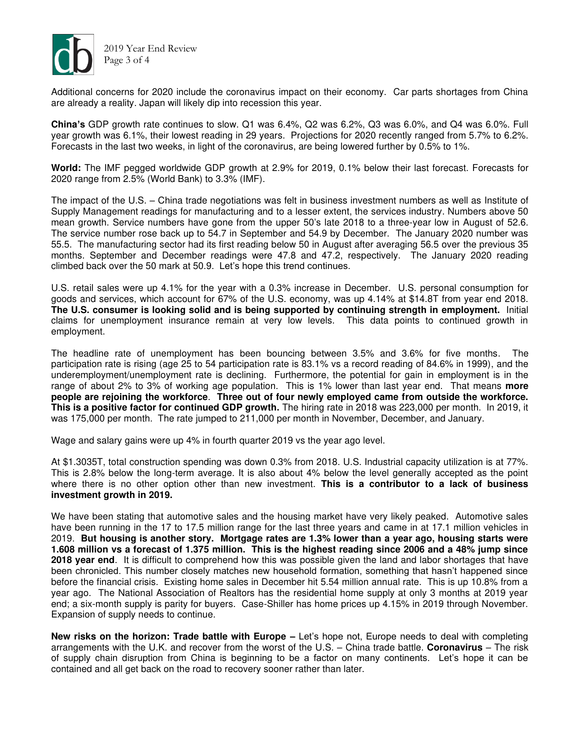Additional concerns for 2020 include the coronavirus impact on their economy. Car parts shortages from China are already a reality. Japan will likely dip into recession this year.

**China's** GDP growth rate continues to slow. Q1 was 6.4%, Q2 was 6.2%, Q3 was 6.0%, and Q4 was 6.0%. Full year growth was 6.1%, their lowest reading in 29 years. Projections for 2020 recently ranged from 5.7% to 6.2%. Forecasts in the last two weeks, in light of the coronavirus, are being lowered further by 0.5% to 1%.

**World:** The IMF pegged worldwide GDP growth at 2.9% for 2019, 0.1% below their last forecast. Forecasts for 2020 range from 2.5% (World Bank) to 3.3% (IMF).

The impact of the U.S. – China trade negotiations was felt in business investment numbers as well as Institute of Supply Management readings for manufacturing and to a lesser extent, the services industry. Numbers above 50 mean growth. Service numbers have gone from the upper 50's late 2018 to a three-year low in August of 52.6. The service number rose back up to 54.7 in September and 54.9 by December. The January 2020 number was 55.5. The manufacturing sector had its first reading below 50 in August after averaging 56.5 over the previous 35 months. September and December readings were 47.8 and 47.2, respectively. The January 2020 reading climbed back over the 50 mark at 50.9. Let's hope this trend continues.

U.S. retail sales were up 4.1% for the year with a 0.3% increase in December. U.S. personal consumption for goods and services, which account for 67% of the U.S. economy, was up 4.14% at $14.8T from year end 2018. **The U.S. consumer is looking solid and is being supported by continuing strength in employment.** Initial claims for unemployment insurance remain at very low levels. This data points to continued growth in employment.

The headline rate of unemployment has been bouncing between 3.5% and 3.6% for five months. The participation rate is rising (age 25 to 54 participation rate is 83.1% vs a record reading of 84.6% in 1999), and the underemployment/unemployment rate is declining. Furthermore, the potential for gain in employment is in the range of about 2% to 3% of working age population. This is 1% lower than last year end. That means **more people are rejoining the workforce**. **Three out of four newly employed came from outside the workforce. This is a positive factor for continued GDP growth.** The hiring rate in 2018 was 223,000 per month. In 2019, it was 175,000 per month. The rate jumped to 211,000 per month in November, December, and January.

Wage and salary gains were up 4% in fourth quarter 2019 vs the year ago level.

At $1.3035T, total construction spending was down 0.3% from 2018. U.S. Industrial capacity utilization is at 77%. This is 2.8% below the long-term average. It is also about 4% below the level generally accepted as the point where there is no other option other than new investment. **This is a contributor to a lack of business investment growth in 2019.**

We have been stating that automotive sales and the housing market have very likely peaked. Automotive sales have been running in the 17 to 17.5 million range for the last three years and came in at 17.1 million vehicles in 2019. **But housing is another story. Mortgage rates are 1.3% lower than a year ago, housing starts were 1.608 million vs a forecast of 1.375 million. This is the highest reading since 2006 and a 48% jump since 2018 year end**. It is difficult to comprehend how this was possible given the land and labor shortages that have been chronicled. This number closely matches new household formation, something that hasn't happened since before the financial crisis. Existing home sales in December hit 5.54 million annual rate. This is up 10.8% from a year ago. The National Association of Realtors has the residential home supply at only 3 months at 2019 year end; a six-month supply is parity for buyers. Case-Shiller has home prices up 4.15% in 2019 through November. Expansion of supply needs to continue.

**New risks on the horizon: Trade battle with Europe –** Let's hope not, Europe needs to deal with completing arrangements with the U.K. and recover from the worst of the U.S. – China trade battle. **Coronavirus** – The risk of supply chain disruption from China is beginning to be a factor on many continents. Let's hope it can be contained and all get back on the road to recovery sooner rather than later.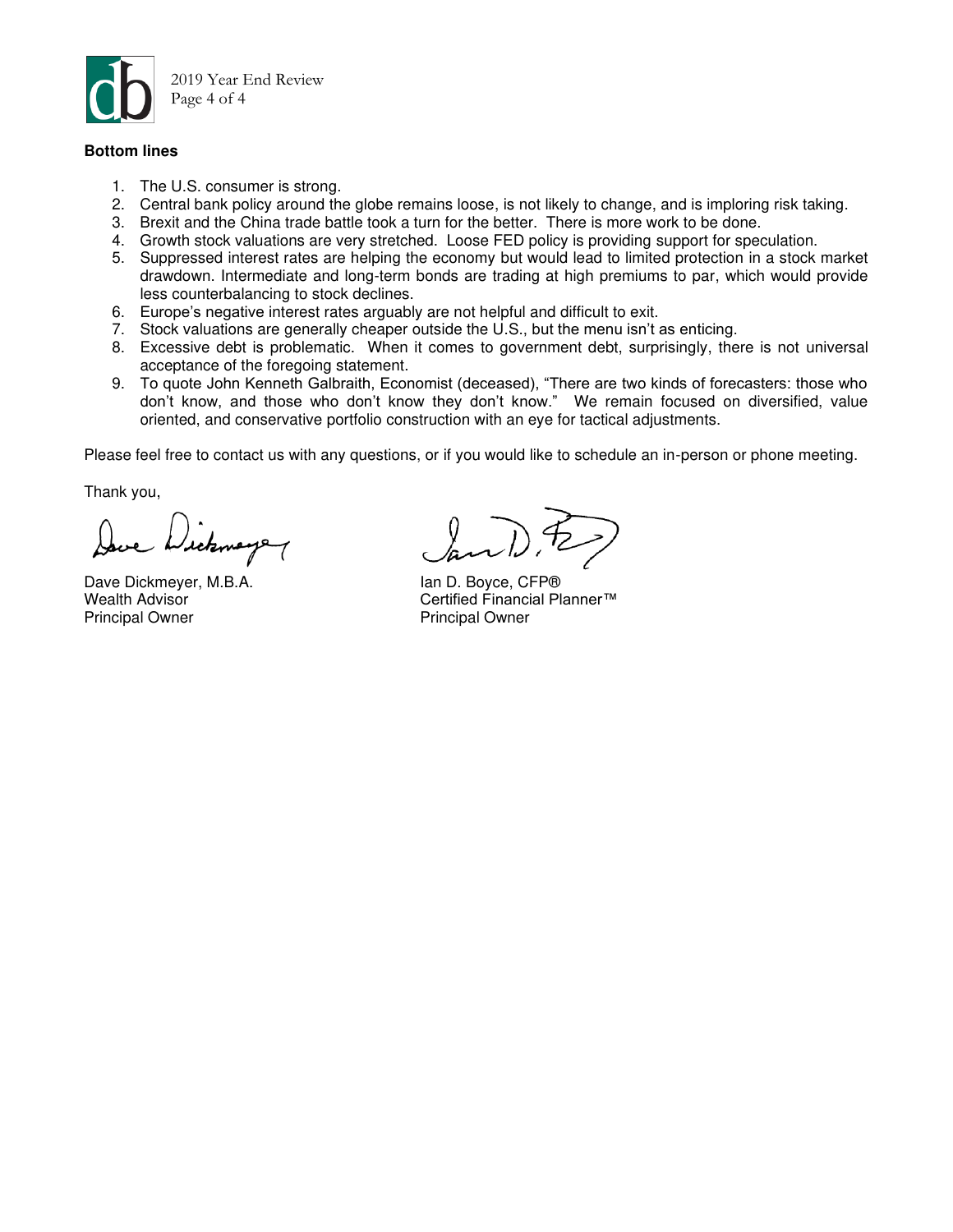**Bottom lines**

1. The U.S. consumer is strong.
2. Central bank policy around the globe remains loose, is not likely to change, and is imploring risk taking.
3. Brexit and the China trade battle took a turn for the better. There is more work to be done.
4. Growth stock valuations are very stretched. Loose FED policy is providing support for speculation.
5. Suppressed interest rates are helping the economy but would lead to limited protection in a stock market drawdown. Intermediate and long-term bonds are trading at high premiums to par, which would provide less counterbalancing to stock declines.
6. Europe's negative interest rates arguably are not helpful and difficult to exit.
7. Stock valuations are generally cheaper outside the U.S., but the menu isn't as enticing.
8. Excessive debt is problematic. When it comes to government debt, surprisingly, there is not universal acceptance of the foregoing statement.
9. To quote John Kenneth Galbraith, Economist (deceased), "There are two kinds of forecasters: those who don't know, and those who don't know they don't know." We remain focused on diversified, value oriented, and conservative portfolio construction with an eye for tactical adjustments.

Please feel free to contact us with any questions, or if you would like to schedule an in-person or phone meeting.

Thank you,

Dave Dickmeyer, M.B.A.
Wealth Advisor
Principal Owner

Ian D. Boyce, CFP®
Certified Financial Planner™
Principal Owner